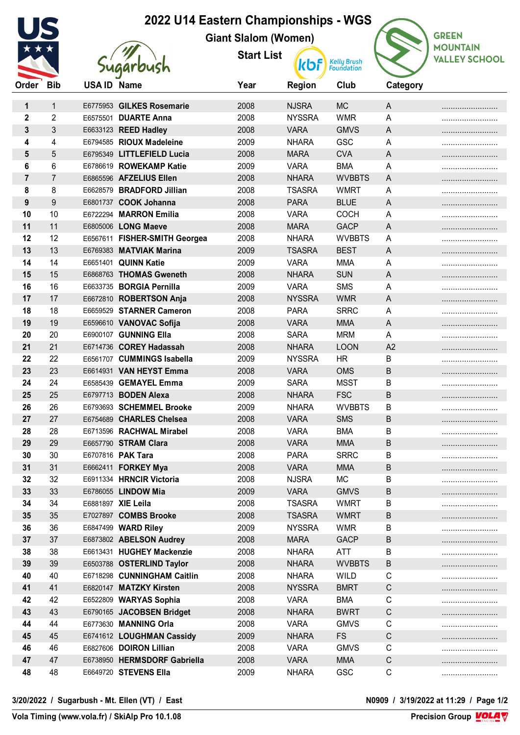# 2022 U14 Eastern Championships - WGS

## Giant Slalom (Women)

### Start List

| Order | Bib | USA ID | Name | Year | Region | Club | Category | |
|---|---|---|---|---|---|---|---|---|
| **1** | 1 | E6775953 | **GILKES Rosemarie** | 2008 | NJSRA | MC | A | ......................... |
| **2** | 2 | E6575501 | **DUARTE Anna** | 2008 | NYSSRA | WMR | A | ......................... |
| **3** | 3 | E6633123 | **REED Hadley** | 2008 | VARA | GMVS | A | ......................... |
| **4** | 4 | E6794585 | **RIOUX Madeleine** | 2009 | NHARA | GSC | A | ......................... |
| **5** | 5 | E6795349 | **LITTLEFIELD Lucia** | 2008 | MARA | CVA | A | ......................... |
| **6** | 6 | E6786619 | **ROWEKAMP Katie** | 2009 | VARA | BMA | A | ......................... |
| **7** | 7 | E6865596 | **AFZELIUS Ellen** | 2008 | NHARA | WVBBTS | A | ......................... |
| **8** | 8 | E6628579 | **BRADFORD Jillian** | 2008 | TSASRA | WMRT | A | ......................... |
| **9** | 9 | E6801737 | **COOK Johanna** | 2008 | PARA | BLUE | A | ......................... |
| **10** | 10 | E6722294 | **MARRON Emilia** | 2008 | VARA | COCH | A | ......................... |
| **11** | 11 | E6805006 | **LONG Maeve** | 2008 | MARA | GACP | A | ......................... |
| **12** | 12 | E6567611 | **FISHER-SMITH Georgea** | 2008 | NHARA | WVBBTS | A | ......................... |
| **13** | 13 | E6769383 | **MATVIAK Marina** | 2009 | TSASRA | BEST | A | ......................... |
| **14** | 14 | E6651401 | **QUINN Katie** | 2009 | VARA | MMA | A | ......................... |
| **15** | 15 | E6868763 | **THOMAS Gweneth** | 2008 | NHARA | SUN | A | ......................... |
| **16** | 16 | E6633735 | **BORGIA Pernilla** | 2009 | VARA | SMS | A | ......................... |
| **17** | 17 | E6672810 | **ROBERTSON Anja** | 2008 | NYSSRA | WMR | A | ......................... |
| **18** | 18 | E6659529 | **STARNER Cameron** | 2008 | PARA | SRRC | A | ......................... |
| **19** | 19 | E6596610 | **VANOVAC Sofija** | 2008 | VARA | MMA | A | ......................... |
| **20** | 20 | E6900107 | **GUNNING Ella** | 2008 | SARA | MRM | A | ......................... |
| **21** | 21 | E6714736 | **COREY Hadassah** | 2008 | NHARA | LOON | A2 | ......................... |
| **22** | 22 | E6561707 | **CUMMINGS Isabella** | 2009 | NYSSRA | HR | B | ......................... |
| **23** | 23 | E6614931 | **VAN HEYST Emma** | 2008 | VARA | OMS | B | ......................... |
| **24** | 24 | E6585439 | **GEMAYEL Emma** | 2009 | SARA | MSST | B | ......................... |
| **25** | 25 | E6797713 | **BODEN Alexa** | 2008 | NHARA | FSC | B | ......................... |
| **26** | 26 | E6793693 | **SCHEMMEL Brooke** | 2009 | NHARA | WVBBTS | B | ......................... |
| **27** | 27 | E6754689 | **CHARLES Chelsea** | 2008 | VARA | SMS | B | ......................... |
| **28** | 28 | E6713596 | **RACHWAL Mirabel** | 2008 | VARA | BMA | B | ......................... |
| **29** | 29 | E6657790 | **STRAM Clara** | 2008 | VARA | MMA | B | ......................... |
| **30** | 30 | E6707816 | **PAK Tara** | 2008 | PARA | SRRC | B | ......................... |
| **31** | 31 | E6662411 | **FORKEY Mya** | 2008 | VARA | MMA | B | ......................... |
| **32** | 32 | E6911334 | **HRNCIR Victoria** | 2008 | NJSRA | MC | B | ......................... |
| **33** | 33 | E6786055 | **LINDOW Mia** | 2009 | VARA | GMVS | B | ......................... |
| **34** | 34 | E6881897 | **XIE Leila** | 2008 | TSASRA | WMRT | B | ......................... |
| **35** | 35 | E7027897 | **COMBS Brooke** | 2008 | TSASRA | WMRT | B | ......................... |
| **36** | 36 | E6847499 | **WARD Riley** | 2009 | NYSSRA | WMR | B | ......................... |
| **37** | 37 | E6873802 | **ABELSON Audrey** | 2008 | MARA | GACP | B | ......................... |
| **38** | 38 | E6613431 | **HUGHEY Mackenzie** | 2008 | NHARA | ATT | B | ......................... |
| **39** | 39 | E6503788 | **OSTERLIND Taylor** | 2008 | NHARA | WVBBTS | B | ......................... |
| **40** | 40 | E6718298 | **CUNNINGHAM Caitlin** | 2008 | NHARA | WILD | C | ......................... |
| **41** | 41 | E6820147 | **MATZKY Kirsten** | 2008 | NYSSRA | BMRT | C | ......................... |
| **42** | 42 | E6522809 | **WARYAS Sophia** | 2008 | VARA | BMA | C | ......................... |
| **43** | 43 | E6790165 | **JACOBSEN Bridget** | 2008 | NHARA | BWRT | C | ......................... |
| **44** | 44 | E6773630 | **MANNING Orla** | 2008 | VARA | GMVS | C | ......................... |
| **45** | 45 | E6741612 | **LOUGHMAN Cassidy** | 2009 | NHARA | FS | C | ......................... |
| **46** | 46 | E6827606 | **DOIRON Lillian** | 2008 | VARA | GMVS | C | ......................... |
| **47** | 47 | E6738950 | **HERMSDORF Gabriella** | 2008 | VARA | MMA | C | ......................... |
| **48** | 48 | E6649720 | **STEVENS Ella** | 2009 | NHARA | GSC | C | ......................... |

**3/20/2022 / Sugarbush - Mt. Ellen (VT) / East** | **N0909 / 3/19/2022 at 11:29**

**Vola Timing (www.vola.fr) / SkiAlp Pro 10.1.08** | **Precision Group**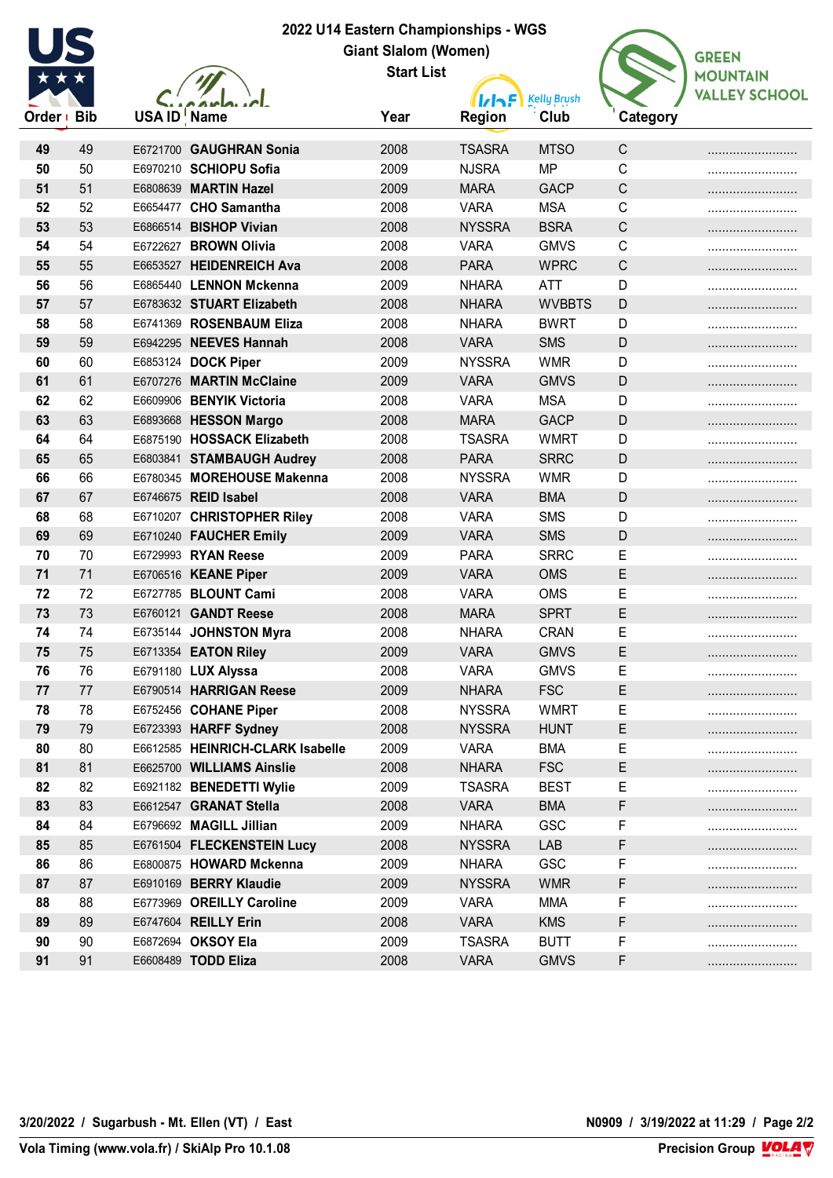# 2022 U14 Eastern Championships - WGS
## Giant Slalom (Women)
### Start List

| Order | Bib | USA ID | Name | Year | Region | Club | Category | |
|---|---|---|---|---|---|---|---|---|
| **49** | 49 | E6721700 | **GAUGHRAN Sonia** | 2008 | TSASRA | MTSO | C | ......................... |
| **50** | 50 | E6970210 | **SCHIOPU Sofia** | 2009 | NJSRA | MP | C | ......................... |
| **51** | 51 | E6808639 | **MARTIN Hazel** | 2009 | MARA | GACP | C | ......................... |
| **52** | 52 | E6654477 | **CHO Samantha** | 2008 | VARA | MSA | C | ......................... |
| **53** | 53 | E6866514 | **BISHOP Vivian** | 2008 | NYSSRA | BSRA | C | ......................... |
| **54** | 54 | E6722627 | **BROWN Olivia** | 2008 | VARA | GMVS | C | ......................... |
| **55** | 55 | E6653527 | **HEIDENREICH Ava** | 2008 | PARA | WPRC | C | ......................... |
| **56** | 56 | E6865440 | **LENNON Mckenna** | 2009 | NHARA | ATT | D | ......................... |
| **57** | 57 | E6783632 | **STUART Elizabeth** | 2008 | NHARA | WVBBTS | D | ......................... |
| **58** | 58 | E6741369 | **ROSENBAUM Eliza** | 2008 | NHARA | BWRT | D | ......................... |
| **59** | 59 | E6942295 | **NEEVES Hannah** | 2008 | VARA | SMS | D | ......................... |
| **60** | 60 | E6853124 | **DOCK Piper** | 2009 | NYSSRA | WMR | D | ......................... |
| **61** | 61 | E6707276 | **MARTIN McClaine** | 2009 | VARA | GMVS | D | ......................... |
| **62** | 62 | E6609906 | **BENYIK Victoria** | 2008 | VARA | MSA | D | ......................... |
| **63** | 63 | E6893668 | **HESSON Margo** | 2008 | MARA | GACP | D | ......................... |
| **64** | 64 | E6875190 | **HOSSACK Elizabeth** | 2008 | TSASRA | WMRT | D | ......................... |
| **65** | 65 | E6803841 | **STAMBAUGH Audrey** | 2008 | PARA | SRRC | D | ......................... |
| **66** | 66 | E6780345 | **MOREHOUSE Makenna** | 2008 | NYSSRA | WMR | D | ......................... |
| **67** | 67 | E6746675 | **REID Isabel** | 2008 | VARA | BMA | D | ......................... |
| **68** | 68 | E6710207 | **CHRISTOPHER Riley** | 2008 | VARA | SMS | D | ......................... |
| **69** | 69 | E6710240 | **FAUCHER Emily** | 2009 | VARA | SMS | D | ......................... |
| **70** | 70 | E6729993 | **RYAN Reese** | 2009 | PARA | SRRC | E | ......................... |
| **71** | 71 | E6706516 | **KEANE Piper** | 2009 | VARA | OMS | E | ......................... |
| **72** | 72 | E6727785 | **BLOUNT Cami** | 2008 | VARA | OMS | E | ......................... |
| **73** | 73 | E6760121 | **GANDT Reese** | 2008 | MARA | SPRT | E | ......................... |
| **74** | 74 | E6735144 | **JOHNSTON Myra** | 2008 | NHARA | CRAN | E | ......................... |
| **75** | 75 | E6713354 | **EATON Riley** | 2009 | VARA | GMVS | E | ......................... |
| **76** | 76 | E6791180 | **LUX Alyssa** | 2008 | VARA | GMVS | E | ......................... |
| **77** | 77 | E6790514 | **HARRIGAN Reese** | 2009 | NHARA | FSC | E | ......................... |
| **78** | 78 | E6752456 | **COHANE Piper** | 2008 | NYSSRA | WMRT | E | ......................... |
| **79** | 79 | E6723393 | **HARFF Sydney** | 2008 | NYSSRA | HUNT | E | ......................... |
| **80** | 80 | E6612585 | **HEINRICH-CLARK Isabelle** | 2009 | VARA | BMA | E | ......................... |
| **81** | 81 | E6625700 | **WILLIAMS Ainslie** | 2008 | NHARA | FSC | E | ......................... |
| **82** | 82 | E6921182 | **BENEDETTI Wylie** | 2009 | TSASRA | BEST | E | ......................... |
| **83** | 83 | E6612547 | **GRANAT Stella** | 2008 | VARA | BMA | F | ......................... |
| **84** | 84 | E6796692 | **MAGILL Jillian** | 2009 | NHARA | GSC | F | ......................... |
| **85** | 85 | E6761504 | **FLECKENSTEIN Lucy** | 2008 | NYSSRA | LAB | F | ......................... |
| **86** | 86 | E6800875 | **HOWARD Mckenna** | 2009 | NHARA | GSC | F | ......................... |
| **87** | 87 | E6910169 | **BERRY Klaudie** | 2009 | NYSSRA | WMR | F | ......................... |
| **88** | 88 | E6773969 | **OREILLY Caroline** | 2009 | VARA | MMA | F | ......................... |
| **89** | 89 | E6747604 | **REILLY Erin** | 2008 | VARA | KMS | F | ......................... |
| **90** | 90 | E6872694 | **OKSOY Ela** | 2009 | TSASRA | BUTT | F | ......................... |
| **91** | 91 | E6608489 | **TODD Eliza** | 2008 | VARA | GMVS | F | ......................... |

3/20/2022 / Sugarbush - Mt. Ellen (VT) / East

N0909 / 3/19/2022 at 11:29

Vola Timing (www.vola.fr) / SkiAlp Pro 10.1.08

Precision Group